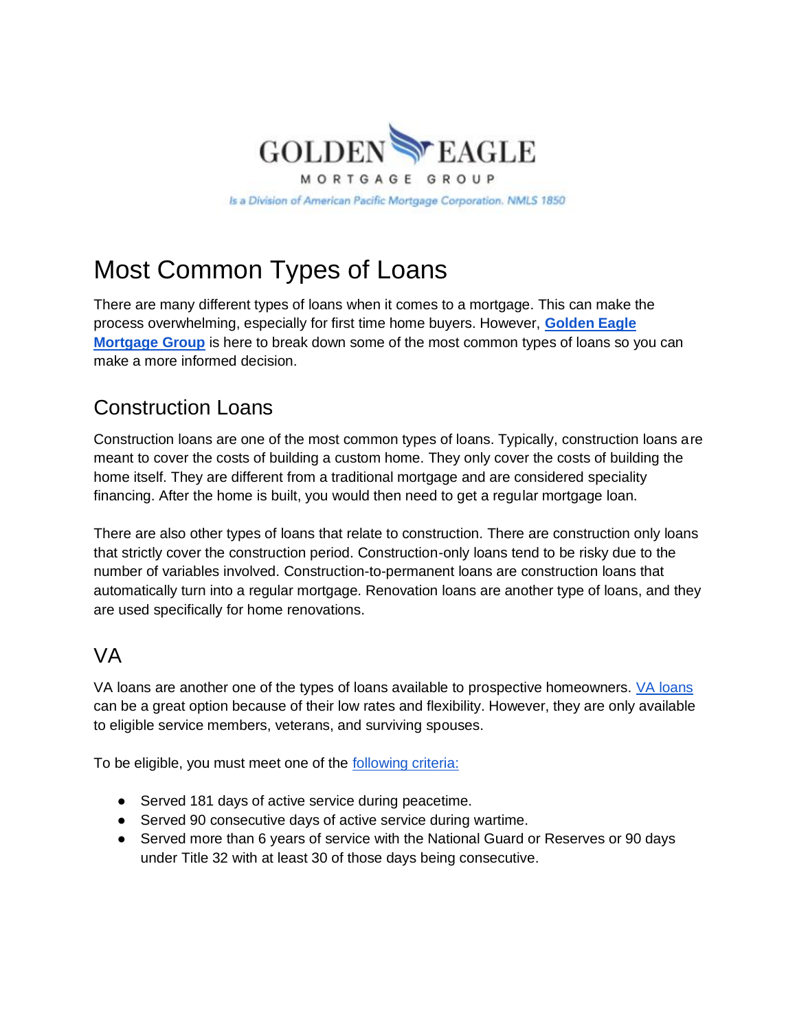GOLDEN EAGLE

MORTGAGE GROUP

*Is a Division of American Pacific Mortgage Corporation. NMLS 1850*

# Most Common Types of Loans

There are many different types of loans when it comes to a mortgage. This can make the process overwhelming, especially for first time home buyers. However, **Golden Eagle Mortgage Group** is here to break down some of the most common types of loans so you can make a more informed decision.

## Construction Loans

Construction loans are one of the most common types of loans. Typically, construction loans are meant to cover the costs of building a custom home. They only cover the costs of building the home itself. They are different from a traditional mortgage and are considered speciality financing. After the home is built, you would then need to get a regular mortgage loan.

There are also other types of loans that relate to construction. There are construction only loans that strictly cover the construction period. Construction-only loans tend to be risky due to the number of variables involved. Construction-to-permanent loans are construction loans that automatically turn into a regular mortgage. Renovation loans are another type of loans, and they are used specifically for home renovations.

## VA

VA loans are another one of the types of loans available to prospective homeowners. VA loans can be a great option because of their low rates and flexibility. However, they are only available to eligible service members, veterans, and surviving spouses.

To be eligible, you must meet one of the following criteria:

- Served 181 days of active service during peacetime.
- Served 90 consecutive days of active service during wartime.
- Served more than 6 years of service with the National Guard or Reserves or 90 days under Title 32 with at least 30 of those days being consecutive.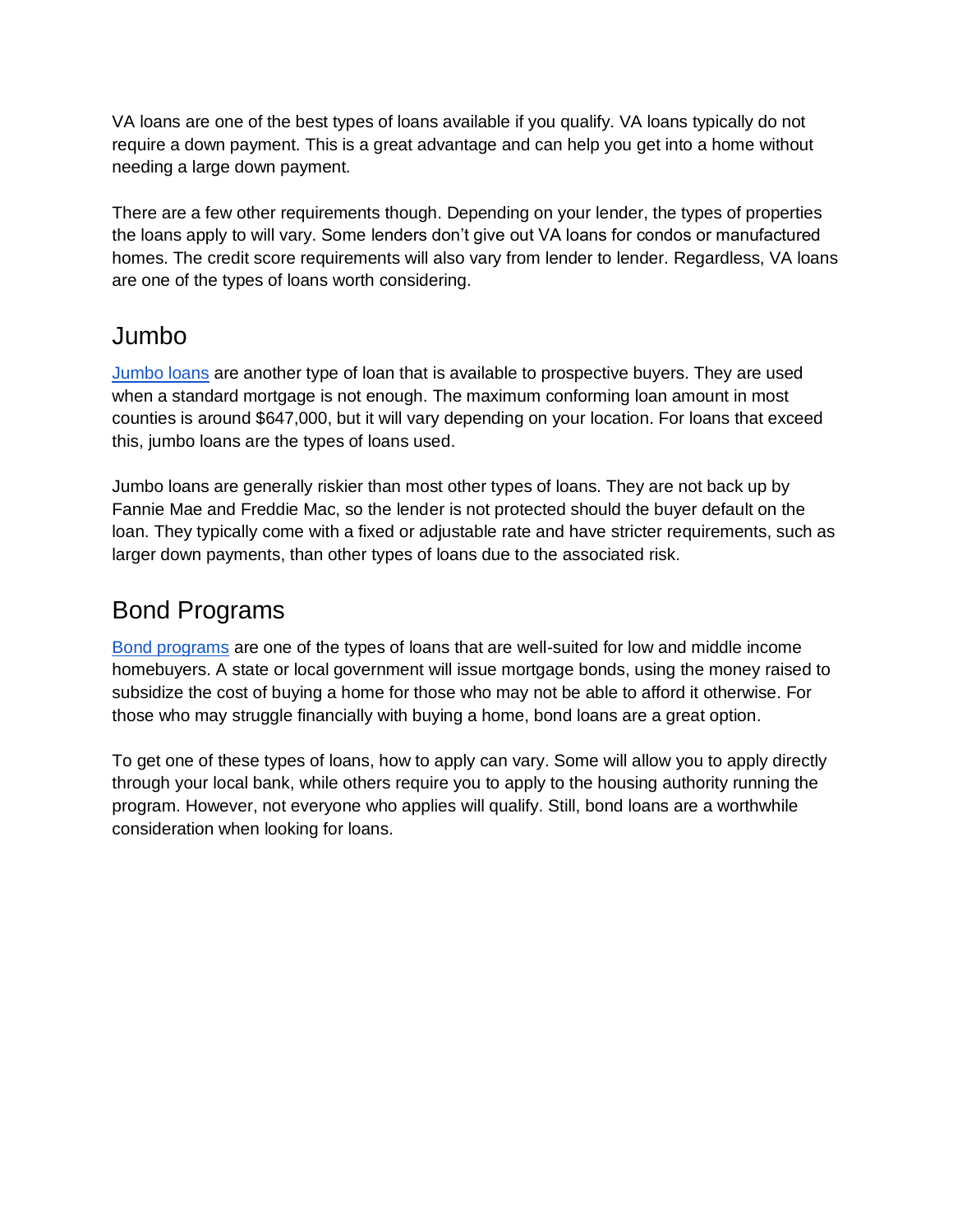VA loans are one of the best types of loans available if you qualify. VA loans typically do not require a down payment. This is a great advantage and can help you get into a home without needing a large down payment.

There are a few other requirements though. Depending on your lender, the types of properties the loans apply to will vary. Some lenders don't give out VA loans for condos or manufactured homes. The credit score requirements will also vary from lender to lender. Regardless, VA loans are one of the types of loans worth considering.

## Jumbo

Jumbo loans are another type of loan that is available to prospective buyers. They are used when a standard mortgage is not enough. The maximum conforming loan amount in most counties is around $647,000, but it will vary depending on your location. For loans that exceed this, jumbo loans are the types of loans used.

Jumbo loans are generally riskier than most other types of loans. They are not back up by Fannie Mae and Freddie Mac, so the lender is not protected should the buyer default on the loan. They typically come with a fixed or adjustable rate and have stricter requirements, such as larger down payments, than other types of loans due to the associated risk.

## Bond Programs

Bond programs are one of the types of loans that are well-suited for low and middle income homebuyers. A state or local government will issue mortgage bonds, using the money raised to subsidize the cost of buying a home for those who may not be able to afford it otherwise. For those who may struggle financially with buying a home, bond loans are a great option.

To get one of these types of loans, how to apply can vary. Some will allow you to apply directly through your local bank, while others require you to apply to the housing authority running the program. However, not everyone who applies will qualify. Still, bond loans are a worthwhile consideration when looking for loans.